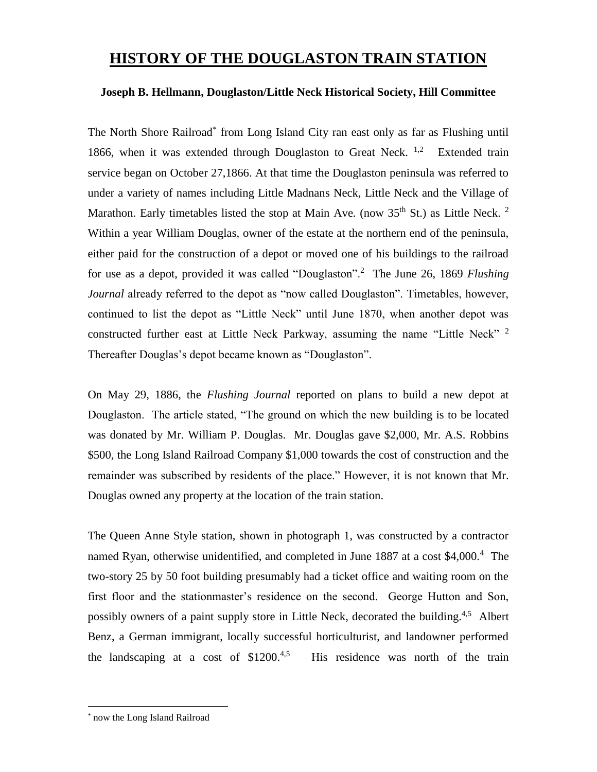# HISTORY OF THE DOUGLASTON TRAIN STATION

**Joseph B. Hellmann, Douglaston/Little Neck Historical Society, Hill Committee**

The North Shore Railroad* from Long Island City ran east only as far as Flushing until 1866, when it was extended through Douglaston to Great Neck. [1,2] Extended train service began on October 27,1866. At that time the Douglaston peninsula was referred to under a variety of names including Little Madnans Neck, Little Neck and the Village of Marathon. Early timetables listed the stop at Main Ave. (now 35th St.) as Little Neck. [2] Within a year William Douglas, owner of the estate at the northern end of the peninsula, either paid for the construction of a depot or moved one of his buildings to the railroad for use as a depot, provided it was called "Douglaston".[2] The June 26, 1869 *Flushing Journal* already referred to the depot as "now called Douglaston". Timetables, however, continued to list the depot as "Little Neck" until June 1870, when another depot was constructed further east at Little Neck Parkway, assuming the name "Little Neck" [2] Thereafter Douglas's depot became known as "Douglaston".

On May 29, 1886, the *Flushing Journal* reported on plans to build a new depot at Douglaston. The article stated, "The ground on which the new building is to be located was donated by Mr. William P. Douglas. Mr. Douglas gave $2,000, Mr. A.S. Robbins $500, the Long Island Railroad Company $1,000 towards the cost of construction and the remainder was subscribed by residents of the place." However, it is not known that Mr. Douglas owned any property at the location of the train station.

The Queen Anne Style station, shown in photograph 1, was constructed by a contractor named Ryan, otherwise unidentified, and completed in June 1887 at a cost $4,000.[4] The two-story 25 by 50 foot building presumably had a ticket office and waiting room on the first floor and the stationmaster's residence on the second. George Hutton and Son, possibly owners of a paint supply store in Little Neck, decorated the building.[4,5] Albert Benz, a German immigrant, locally successful horticulturist, and landowner performed the landscaping at a cost of $1200.[4,5] His residence was north of the train

* now the Long Island Railroad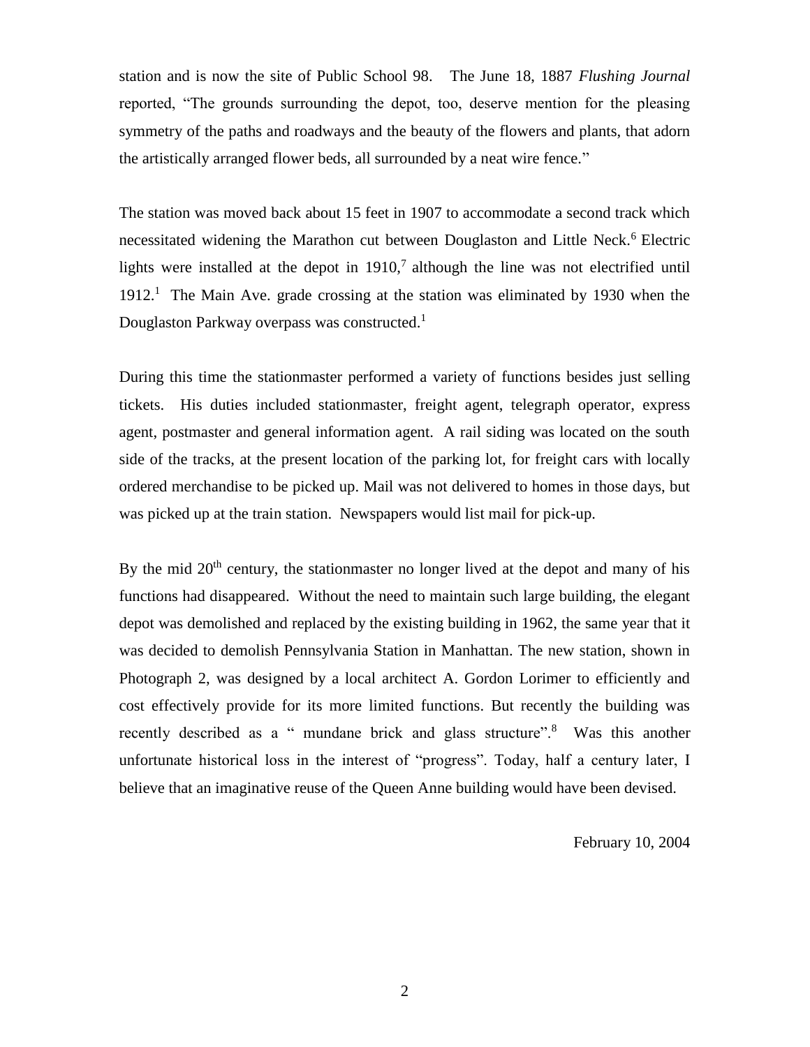station and is now the site of Public School 98. The June 18, 1887 *Flushing Journal* reported, "The grounds surrounding the depot, too, deserve mention for the pleasing symmetry of the paths and roadways and the beauty of the flowers and plants, that adorn the artistically arranged flower beds, all surrounded by a neat wire fence."

The station was moved back about 15 feet in 1907 to accommodate a second track which necessitated widening the Marathon cut between Douglaston and Little Neck.[6] Electric lights were installed at the depot in 1910,[7] although the line was not electrified until 1912.[1] The Main Ave. grade crossing at the station was eliminated by 1930 when the Douglaston Parkway overpass was constructed.[1]

During this time the stationmaster performed a variety of functions besides just selling tickets. His duties included stationmaster, freight agent, telegraph operator, express agent, postmaster and general information agent. A rail siding was located on the south side of the tracks, at the present location of the parking lot, for freight cars with locally ordered merchandise to be picked up. Mail was not delivered to homes in those days, but was picked up at the train station. Newspapers would list mail for pick-up.

By the mid 20th century, the stationmaster no longer lived at the depot and many of his functions had disappeared. Without the need to maintain such large building, the elegant depot was demolished and replaced by the existing building in 1962, the same year that it was decided to demolish Pennsylvania Station in Manhattan. The new station, shown in Photograph 2, was designed by a local architect A. Gordon Lorimer to efficiently and cost effectively provide for its more limited functions. But recently the building was recently described as a " mundane brick and glass structure".[8] Was this another unfortunate historical loss in the interest of "progress". Today, half a century later, I believe that an imaginative reuse of the Queen Anne building would have been devised.

February 10, 2004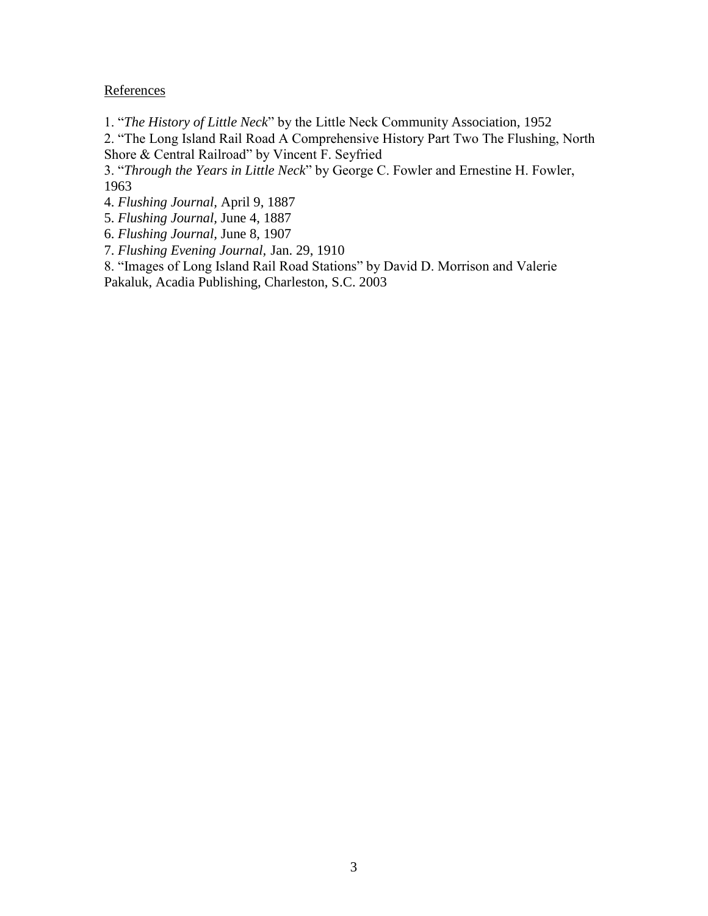References

1. "*The History of Little Neck*" by the Little Neck Community Association, 1952
2. "The Long Island Rail Road A Comprehensive History Part Two The Flushing, North Shore & Central Railroad" by Vincent F. Seyfried
3. "*Through the Years in Little Neck*" by George C. Fowler and Ernestine H. Fowler, 1963
4. *Flushing Journal,* April 9, 1887
5. *Flushing Journal,* June 4, 1887
6. *Flushing Journal*, June 8, 1907
7. *Flushing Evening Journal,* Jan. 29, 1910
8. "Images of Long Island Rail Road Stations" by David D. Morrison and Valerie Pakaluk, Acadia Publishing, Charleston, S.C. 2003